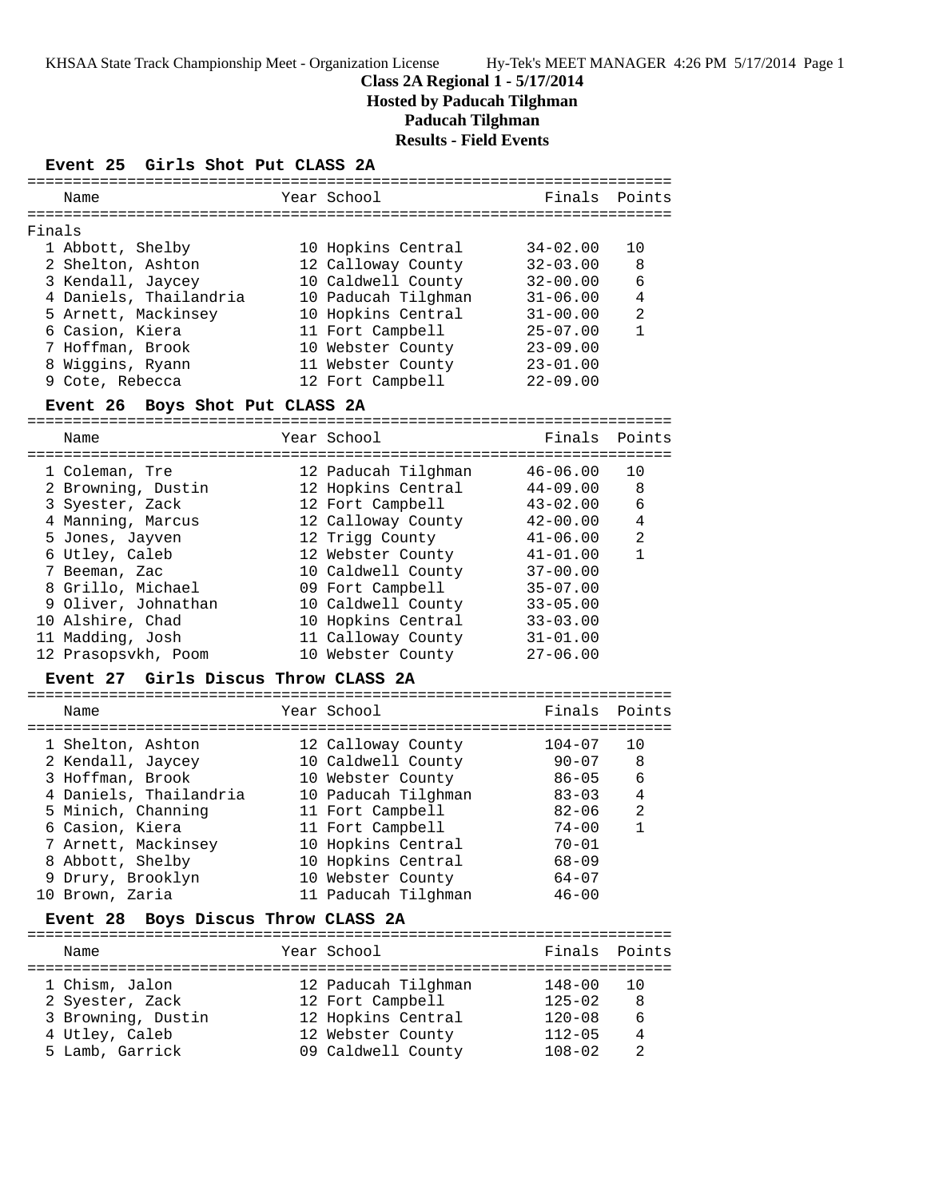**Class 2A Regional 1 - 5/17/2014**
**Hosted by Paducah Tilghman**
**Paducah Tilghman**
**Results - Field Events**

### Event 25 Girls Shot Put CLASS 2A

Finals

| | Name | Year | School | Finals | Points |
|---|---|---|---|---|---|
| 1 | Abbott, Shelby | 10 | Hopkins Central | 34-02.00 | 10 |
| 2 | Shelton, Ashton | 12 | Calloway County | 32-03.00 | 8 |
| 3 | Kendall, Jaycey | 10 | Caldwell County | 32-00.00 | 6 |
| 4 | Daniels, Thailandria | 10 | Paducah Tilghman | 31-06.00 | 4 |
| 5 | Arnett, Mackinsey | 10 | Hopkins Central | 31-00.00 | 2 |
| 6 | Casion, Kiera | 11 | Fort Campbell | 25-07.00 | 1 |
| 7 | Hoffman, Brook | 10 | Webster County | 23-09.00 | |
| 8 | Wiggins, Ryann | 11 | Webster County | 23-01.00 | |
| 9 | Cote, Rebecca | 12 | Fort Campbell | 22-09.00 | |

### Event 26 Boys Shot Put CLASS 2A

| | Name | Year | School | Finals | Points |
|---|---|---|---|---|---|
| 1 | Coleman, Tre | 12 | Paducah Tilghman | 46-06.00 | 10 |
| 2 | Browning, Dustin | 12 | Hopkins Central | 44-09.00 | 8 |
| 3 | Syester, Zack | 12 | Fort Campbell | 43-02.00 | 6 |
| 4 | Manning, Marcus | 12 | Calloway County | 42-00.00 | 4 |
| 5 | Jones, Jayven | 12 | Trigg County | 41-06.00 | 2 |
| 6 | Utley, Caleb | 12 | Webster County | 41-01.00 | 1 |
| 7 | Beeman, Zac | 10 | Caldwell County | 37-00.00 | |
| 8 | Grillo, Michael | 09 | Fort Campbell | 35-07.00 | |
| 9 | Oliver, Johnathan | 10 | Caldwell County | 33-05.00 | |
| 10 | Alshire, Chad | 10 | Hopkins Central | 33-03.00 | |
| 11 | Madding, Josh | 11 | Calloway County | 31-01.00 | |
| 12 | Prasopsvkh, Poom | 10 | Webster County | 27-06.00 | |

### Event 27 Girls Discus Throw CLASS 2A

| | Name | Year | School | Finals | Points |
|---|---|---|---|---|---|
| 1 | Shelton, Ashton | 12 | Calloway County | 104-07 | 10 |
| 2 | Kendall, Jaycey | 10 | Caldwell County | 90-07 | 8 |
| 3 | Hoffman, Brook | 10 | Webster County | 86-05 | 6 |
| 4 | Daniels, Thailandria | 10 | Paducah Tilghman | 83-03 | 4 |
| 5 | Minich, Channing | 11 | Fort Campbell | 82-06 | 2 |
| 6 | Casion, Kiera | 11 | Fort Campbell | 74-00 | 1 |
| 7 | Arnett, Mackinsey | 10 | Hopkins Central | 70-01 | |
| 8 | Abbott, Shelby | 10 | Hopkins Central | 68-09 | |
| 9 | Drury, Brooklyn | 10 | Webster County | 64-07 | |
| 10 | Brown, Zaria | 11 | Paducah Tilghman | 46-00 | |

### Event 28 Boys Discus Throw CLASS 2A

| | Name | Year | School | Finals | Points |
|---|---|---|---|---|---|
| 1 | Chism, Jalon | 12 | Paducah Tilghman | 148-00 | 10 |
| 2 | Syester, Zack | 12 | Fort Campbell | 125-02 | 8 |
| 3 | Browning, Dustin | 12 | Hopkins Central | 120-08 | 6 |
| 4 | Utley, Caleb | 12 | Webster County | 112-05 | 4 |
| 5 | Lamb, Garrick | 09 | Caldwell County | 108-02 | 2 |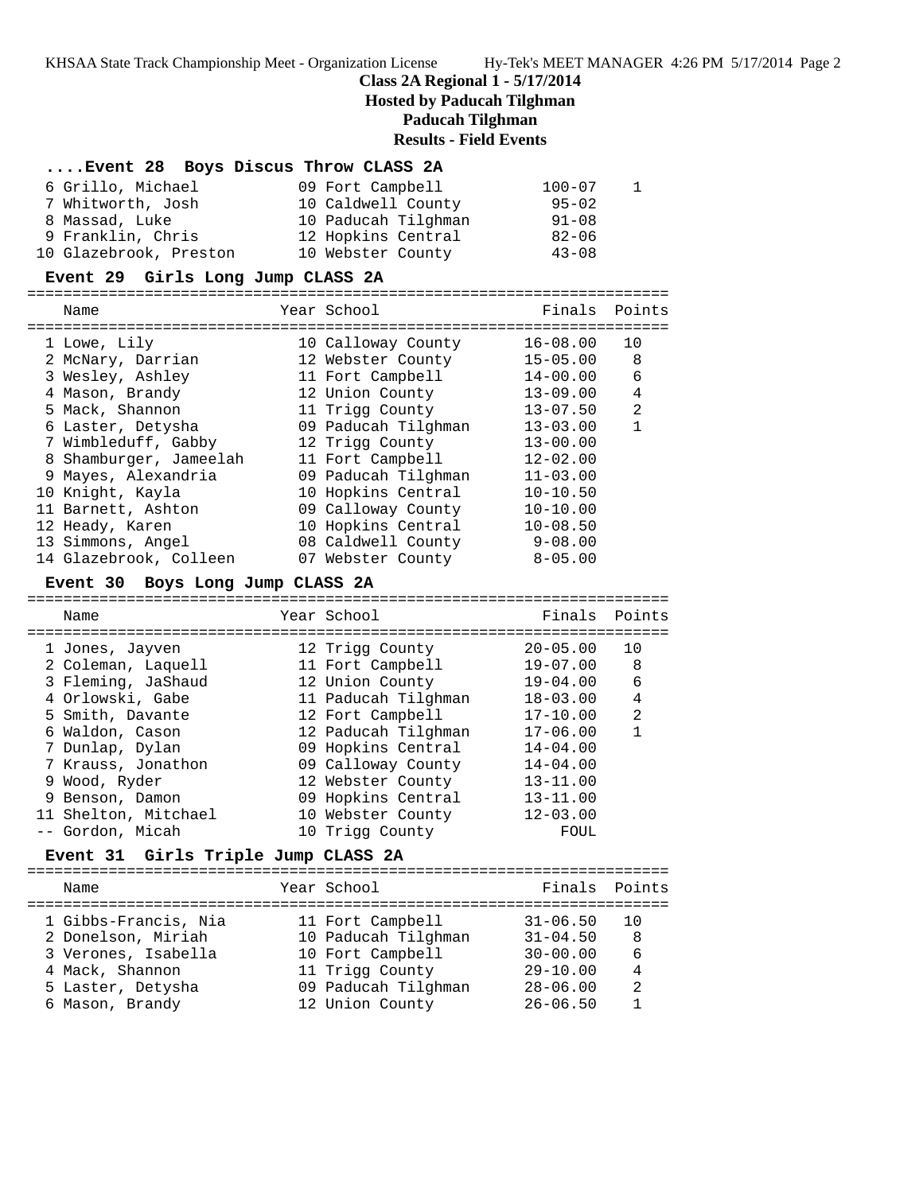## Class 2A Regional 1 - 5/17/2014
## Hosted by Paducah Tilghman
## Paducah Tilghman
## Results - Field Events

### ....Event 28 Boys Discus Throw CLASS 2A

| | Name | Year | School | Finals | Points |
|---|---|---|---|---|---|
| 6 | Grillo, Michael | 09 | Fort Campbell | 100-07 | 1 |
| 7 | Whitworth, Josh | 10 | Caldwell County | 95-02 | |
| 8 | Massad, Luke | 10 | Paducah Tilghman | 91-08 | |
| 9 | Franklin, Chris | 12 | Hopkins Central | 82-06 | |
| 10 | Glazebrook, Preston | 10 | Webster County | 43-08 | |

### Event 29 Girls Long Jump CLASS 2A

| | Name | Year | School | Finals | Points |
|---|---|---|---|---|---|
| 1 | Lowe, Lily | 10 | Calloway County | 16-08.00 | 10 |
| 2 | McNary, Darrian | 12 | Webster County | 15-05.00 | 8 |
| 3 | Wesley, Ashley | 11 | Fort Campbell | 14-00.00 | 6 |
| 4 | Mason, Brandy | 12 | Union County | 13-09.00 | 4 |
| 5 | Mack, Shannon | 11 | Trigg County | 13-07.50 | 2 |
| 6 | Laster, Detysha | 09 | Paducah Tilghman | 13-03.00 | 1 |
| 7 | Wimbleduff, Gabby | 12 | Trigg County | 13-00.00 | |
| 8 | Shamburger, Jameelah | 11 | Fort Campbell | 12-02.00 | |
| 9 | Mayes, Alexandria | 09 | Paducah Tilghman | 11-03.00 | |
| 10 | Knight, Kayla | 10 | Hopkins Central | 10-10.50 | |
| 11 | Barnett, Ashton | 09 | Calloway County | 10-10.00 | |
| 12 | Heady, Karen | 10 | Hopkins Central | 10-08.50 | |
| 13 | Simmons, Angel | 08 | Caldwell County | 9-08.00 | |
| 14 | Glazebrook, Colleen | 07 | Webster County | 8-05.00 | |

### Event 30 Boys Long Jump CLASS 2A

| | Name | Year | School | Finals | Points |
|---|---|---|---|---|---|
| 1 | Jones, Jayven | 12 | Trigg County | 20-05.00 | 10 |
| 2 | Coleman, Laquell | 11 | Fort Campbell | 19-07.00 | 8 |
| 3 | Fleming, JaShaud | 12 | Union County | 19-04.00 | 6 |
| 4 | Orlowski, Gabe | 11 | Paducah Tilghman | 18-03.00 | 4 |
| 5 | Smith, Davante | 12 | Fort Campbell | 17-10.00 | 2 |
| 6 | Waldon, Cason | 12 | Paducah Tilghman | 17-06.00 | 1 |
| 7 | Dunlap, Dylan | 09 | Hopkins Central | 14-04.00 | |
| 7 | Krauss, Jonathon | 09 | Calloway County | 14-04.00 | |
| 9 | Wood, Ryder | 12 | Webster County | 13-11.00 | |
| 9 | Benson, Damon | 09 | Hopkins Central | 13-11.00 | |
| 11 | Shelton, Mitchael | 10 | Webster County | 12-03.00 | |
| -- | Gordon, Micah | 10 | Trigg County | FOUL | |

### Event 31 Girls Triple Jump CLASS 2A

| | Name | Year | School | Finals | Points |
|---|---|---|---|---|---|
| 1 | Gibbs-Francis, Nia | 11 | Fort Campbell | 31-06.50 | 10 |
| 2 | Donelson, Miriah | 10 | Paducah Tilghman | 31-04.50 | 8 |
| 3 | Verones, Isabella | 10 | Fort Campbell | 30-00.00 | 6 |
| 4 | Mack, Shannon | 11 | Trigg County | 29-10.00 | 4 |
| 5 | Laster, Detysha | 09 | Paducah Tilghman | 28-06.00 | 2 |
| 6 | Mason, Brandy | 12 | Union County | 26-06.50 | 1 |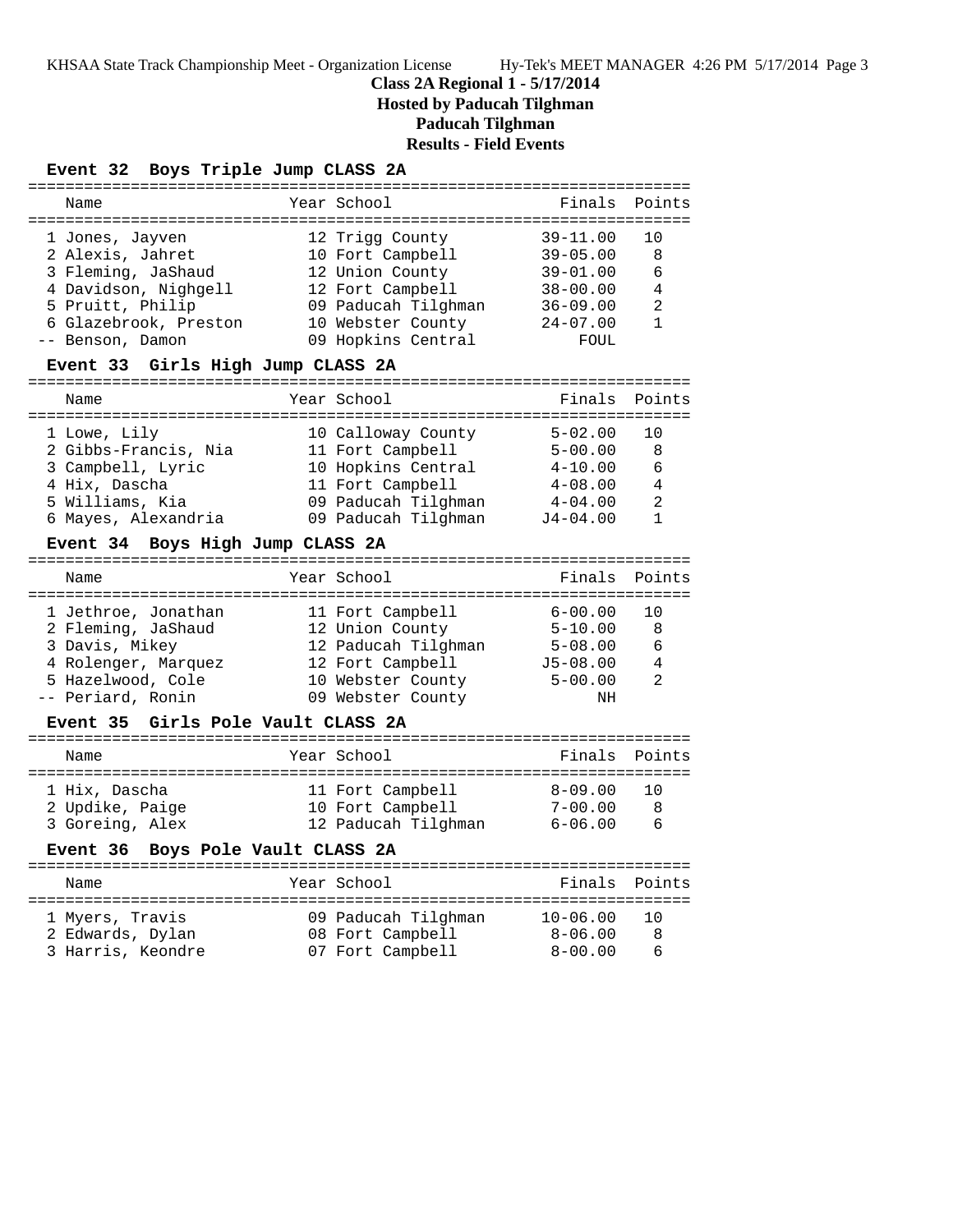# Class 2A Regional 1 - 5/17/2014

## Hosted by Paducah Tilghman

## Paducah Tilghman

## Results - Field Events

### Event 32 Boys Triple Jump CLASS 2A

| | Name | Year | School | Finals | Points |
|---|---|---|---|---|---|
| 1 | Jones, Jayven | 12 | Trigg County | 39-11.00 | 10 |
| 2 | Alexis, Jahret | 10 | Fort Campbell | 39-05.00 | 8 |
| 3 | Fleming, JaShaud | 12 | Union County | 39-01.00 | 6 |
| 4 | Davidson, Nighgell | 12 | Fort Campbell | 38-00.00 | 4 |
| 5 | Pruitt, Philip | 09 | Paducah Tilghman | 36-09.00 | 2 |
| 6 | Glazebrook, Preston | 10 | Webster County | 24-07.00 | 1 |
| -- | Benson, Damon | 09 | Hopkins Central | FOUL | |

### Event 33 Girls High Jump CLASS 2A

| | Name | Year | School | Finals | Points |
|---|---|---|---|---|---|
| 1 | Lowe, Lily | 10 | Calloway County | 5-02.00 | 10 |
| 2 | Gibbs-Francis, Nia | 11 | Fort Campbell | 5-00.00 | 8 |
| 3 | Campbell, Lyric | 10 | Hopkins Central | 4-10.00 | 6 |
| 4 | Hix, Dascha | 11 | Fort Campbell | 4-08.00 | 4 |
| 5 | Williams, Kia | 09 | Paducah Tilghman | 4-04.00 | 2 |
| 6 | Mayes, Alexandria | 09 | Paducah Tilghman | J4-04.00 | 1 |

### Event 34 Boys High Jump CLASS 2A

| | Name | Year | School | Finals | Points |
|---|---|---|---|---|---|
| 1 | Jethroe, Jonathan | 11 | Fort Campbell | 6-00.00 | 10 |
| 2 | Fleming, JaShaud | 12 | Union County | 5-10.00 | 8 |
| 3 | Davis, Mikey | 12 | Paducah Tilghman | 5-08.00 | 6 |
| 4 | Rolenger, Marquez | 12 | Fort Campbell | J5-08.00 | 4 |
| 5 | Hazelwood, Cole | 10 | Webster County | 5-00.00 | 2 |
| -- | Periard, Ronin | 09 | Webster County | NH | |

### Event 35 Girls Pole Vault CLASS 2A

| | Name | Year | School | Finals | Points |
|---|---|---|---|---|---|
| 1 | Hix, Dascha | 11 | Fort Campbell | 8-09.00 | 10 |
| 2 | Updike, Paige | 10 | Fort Campbell | 7-00.00 | 8 |
| 3 | Goreing, Alex | 12 | Paducah Tilghman | 6-06.00 | 6 |

### Event 36 Boys Pole Vault CLASS 2A

| | Name | Year | School | Finals | Points |
|---|---|---|---|---|---|
| 1 | Myers, Travis | 09 | Paducah Tilghman | 10-06.00 | 10 |
| 2 | Edwards, Dylan | 08 | Fort Campbell | 8-06.00 | 8 |
| 3 | Harris, Keondre | 07 | Fort Campbell | 8-00.00 | 6 |